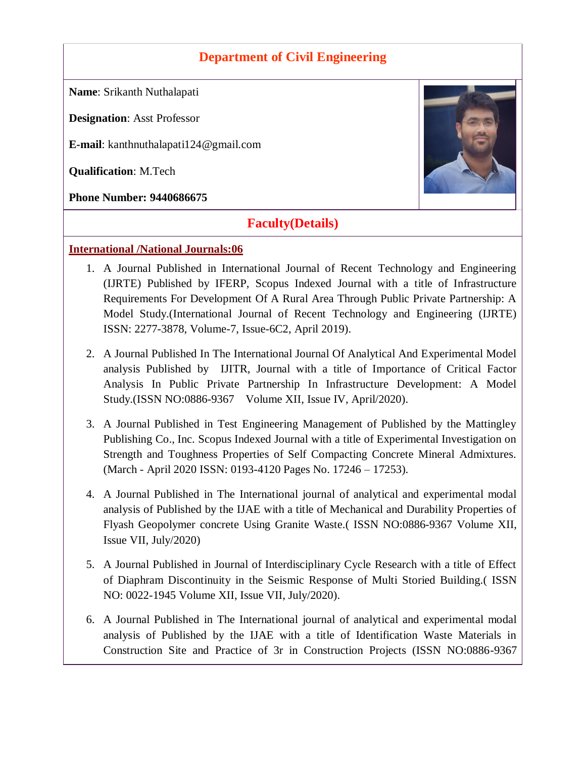## Department of Civil Engineering

**Name**: Srikanth Nuthalapati

**Designation**: Asst Professor

**E-mail**: kanthnuthalapati124@gmail.com

**Qualification**: M.Tech

**Phone Number: 9440686675**

## Faculty(Details)

**International /National Journals:06**

1. A Journal Published in International Journal of Recent Technology and Engineering (IJRTE) Published by IFERP, Scopus Indexed Journal with a title of Infrastructure Requirements For Development Of A Rural Area Through Public Private Partnership: A Model Study.(International Journal of Recent Technology and Engineering (IJRTE) ISSN: 2277-3878, Volume-7, Issue-6C2, April 2019).

2. A Journal Published In The International Journal Of Analytical And Experimental Model analysis Published by IJITR, Journal with a title of Importance of Critical Factor Analysis In Public Private Partnership In Infrastructure Development: A Model Study.(ISSN NO:0886-9367 Volume XII, Issue IV, April/2020).

3. A Journal Published in Test Engineering Management of Published by the Mattingley Publishing Co., Inc. Scopus Indexed Journal with a title of Experimental Investigation on Strength and Toughness Properties of Self Compacting Concrete Mineral Admixtures. (March - April 2020 ISSN: 0193-4120 Pages No. 17246 – 17253).

4. A Journal Published in The International journal of analytical and experimental modal analysis of Published by the IJAE with a title of Mechanical and Durability Properties of Flyash Geopolymer concrete Using Granite Waste.( ISSN NO:0886-9367 Volume XII, Issue VII, July/2020)

5. A Journal Published in Journal of Interdisciplinary Cycle Research with a title of Effect of Diaphram Discontinuity in the Seismic Response of Multi Storied Building.( ISSN NO: 0022-1945 Volume XII, Issue VII, July/2020).

6. A Journal Published in The International journal of analytical and experimental modal analysis of Published by the IJAE with a title of Identification Waste Materials in Construction Site and Practice of 3r in Construction Projects (ISSN NO:0886-9367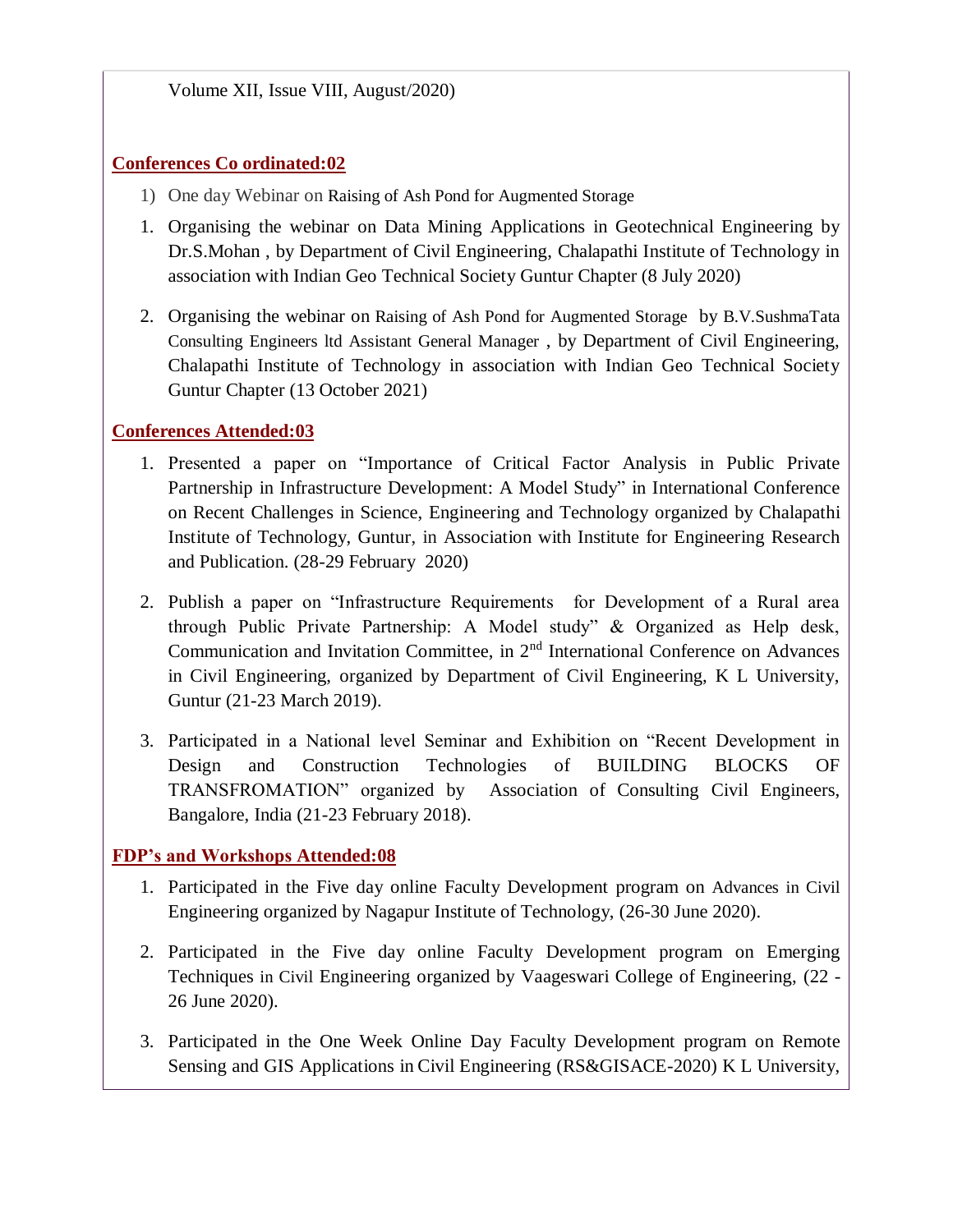Volume XII, Issue VIII, August/2020)

**Conferences Co ordinated:02**

1) One day Webinar on Raising of Ash Pond for Augmented Storage

1. Organising the webinar on Data Mining Applications in Geotechnical Engineering by Dr.S.Mohan , by Department of Civil Engineering, Chalapathi Institute of Technology in association with Indian Geo Technical Society Guntur Chapter (8 July 2020)
2. Organising the webinar on Raising of Ash Pond for Augmented Storage by B.V.SushmaTata Consulting Engineers ltd Assistant General Manager , by Department of Civil Engineering, Chalapathi Institute of Technology in association with Indian Geo Technical Society Guntur Chapter (13 October 2021)

**Conferences Attended:03**

1. Presented a paper on "Importance of Critical Factor Analysis in Public Private Partnership in Infrastructure Development: A Model Study" in International Conference on Recent Challenges in Science, Engineering and Technology organized by Chalapathi Institute of Technology, Guntur, in Association with Institute for Engineering Research and Publication. (28-29 February 2020)
2. Publish a paper on "Infrastructure Requirements for Development of a Rural area through Public Private Partnership: A Model study" & Organized as Help desk, Communication and Invitation Committee, in 2nd International Conference on Advances in Civil Engineering, organized by Department of Civil Engineering, K L University, Guntur (21-23 March 2019).
3. Participated in a National level Seminar and Exhibition on "Recent Development in Design and Construction Technologies of BUILDING BLOCKS OF TRANSFROMATION" organized by Association of Consulting Civil Engineers, Bangalore, India (21-23 February 2018).

**FDP's and Workshops Attended:08**

1. Participated in the Five day online Faculty Development program on Advances in Civil Engineering organized by Nagapur Institute of Technology, (26-30 June 2020).
2. Participated in the Five day online Faculty Development program on Emerging Techniques in Civil Engineering organized by Vaageswari College of Engineering, (22 - 26 June 2020).
3. Participated in the One Week Online Day Faculty Development program on Remote Sensing and GIS Applications in Civil Engineering (RS&GISACE-2020) K L University,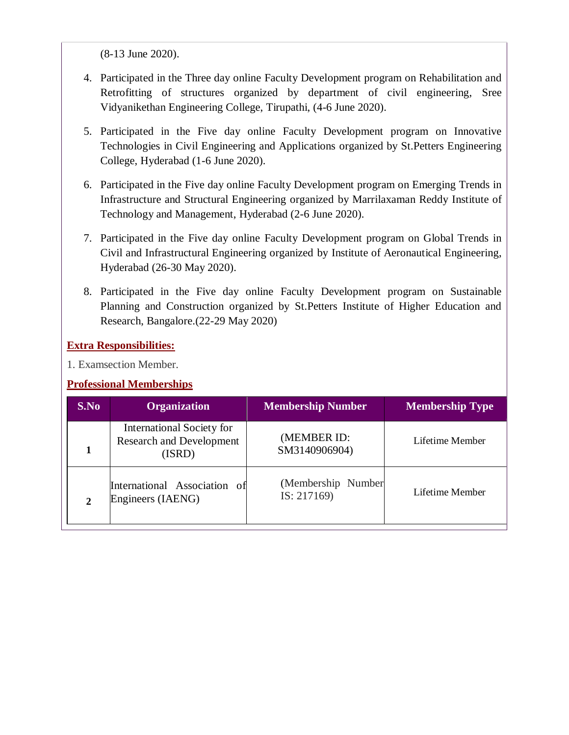(8-13 June 2020).

4. Participated in the Three day online Faculty Development program on Rehabilitation and Retrofitting of structures organized by department of civil engineering, Sree Vidyanikethan Engineering College, Tirupathi, (4-6 June 2020).

5. Participated in the Five day online Faculty Development program on Innovative Technologies in Civil Engineering and Applications organized by St.Petters Engineering College, Hyderabad (1-6 June 2020).

6. Participated in the Five day online Faculty Development program on Emerging Trends in Infrastructure and Structural Engineering organized by Marrilaxaman Reddy Institute of Technology and Management, Hyderabad (2-6 June 2020).

7. Participated in the Five day online Faculty Development program on Global Trends in Civil and Infrastructural Engineering organized by Institute of Aeronautical Engineering, Hyderabad (26-30 May 2020).

8. Participated in the Five day online Faculty Development program on Sustainable Planning and Construction organized by St.Petters Institute of Higher Education and Research, Bangalore.(22-29 May 2020)

**Extra Responsibilities:**

1. Examsection Member.

**Professional Memberships**

| S.No | Organization | Membership Number | Membership Type |
|---|---|---|---|
| 1 | International Society for Research and Development (ISRD) | (MEMBER ID: SM3140906904) | Lifetime Member |
| 2 | International Association of Engineers (IAENG) | (Membership Number IS: 217169) | Lifetime Member |